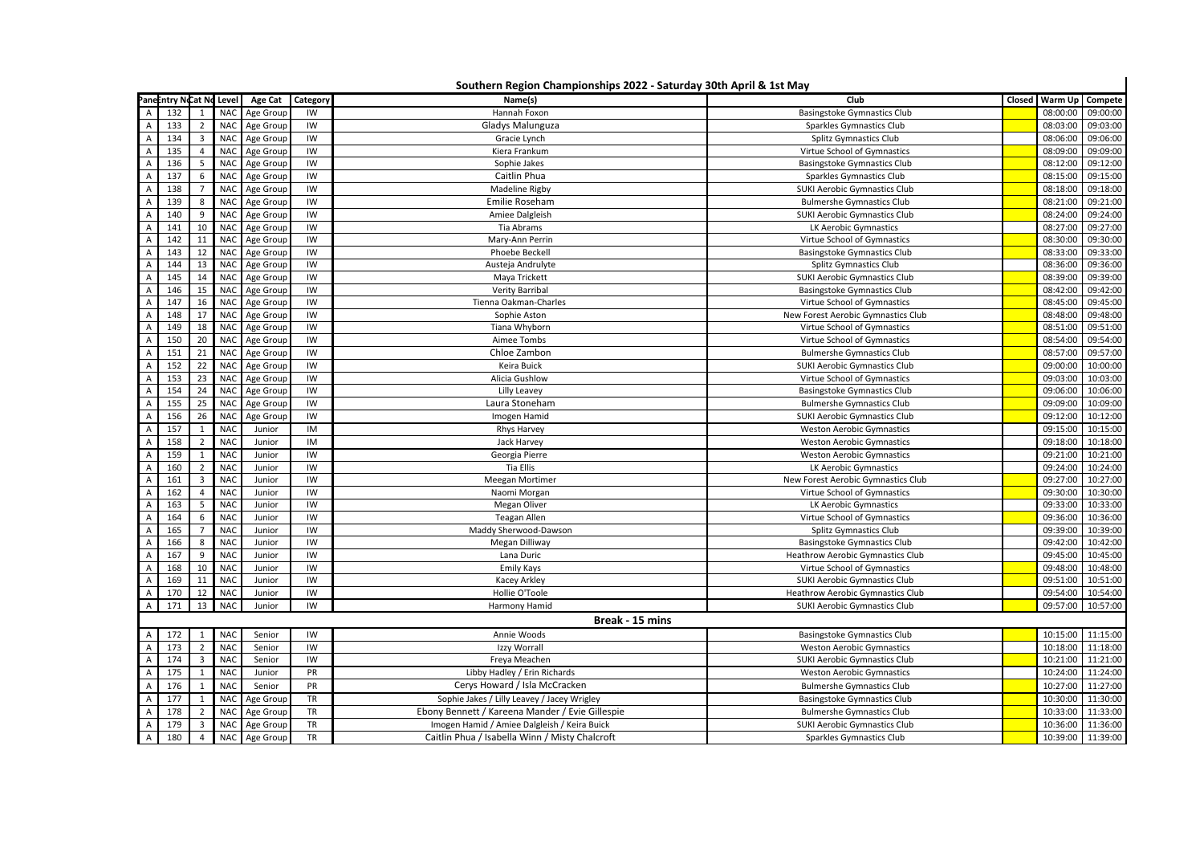# Southern Region Championships 2022 - Saturday 30th April & 1st May

| Panel | Entry No | Cat No | Level | Age Cat | Category | Name(s) | Club | Closed | Warm Up | Compete |
|---|---|---|---|---|---|---|---|---|---|---|
| A | 132 | 1 | NAC | Age Group | IW | Hannah Foxon | Basingstoke Gymnastics Club | | 08:00:00 | 09:00:00 |
| A | 133 | 2 | NAC | Age Group | IW | Gladys Malunguza | Sparkles Gymnastics Club | | 08:03:00 | 09:03:00 |
| A | 134 | 3 | NAC | Age Group | IW | Gracie Lynch | Splitz Gymnastics Club | | 08:06:00 | 09:06:00 |
| A | 135 | 4 | NAC | Age Group | IW | Kiera Frankum | Virtue School of Gymnastics | | 08:09:00 | 09:09:00 |
| A | 136 | 5 | NAC | Age Group | IW | Sophie Jakes | Basingstoke Gymnastics Club | | 08:12:00 | 09:12:00 |
| A | 137 | 6 | NAC | Age Group | IW | Caitlin Phua | Sparkles Gymnastics Club | | 08:15:00 | 09:15:00 |
| A | 138 | 7 | NAC | Age Group | IW | Madeline Rigby | SUKI Aerobic Gymnastics Club | | 08:18:00 | 09:18:00 |
| A | 139 | 8 | NAC | Age Group | IW | Emilie Roseham | Bulmershe Gymnastics Club | | 08:21:00 | 09:21:00 |
| A | 140 | 9 | NAC | Age Group | IW | Amiee Dalgleish | SUKI Aerobic Gymnastics Club | | 08:24:00 | 09:24:00 |
| A | 141 | 10 | NAC | Age Group | IW | Tia Abrams | LK Aerobic Gymnastics | | 08:27:00 | 09:27:00 |
| A | 142 | 11 | NAC | Age Group | IW | Mary-Ann Perrin | Virtue School of Gymnastics | | 08:30:00 | 09:30:00 |
| A | 143 | 12 | NAC | Age Group | IW | Phoebe Beckell | Basingstoke Gymnastics Club | | 08:33:00 | 09:33:00 |
| A | 144 | 13 | NAC | Age Group | IW | Austeja Andrulyte | Splitz Gymnastics Club | | 08:36:00 | 09:36:00 |
| A | 145 | 14 | NAC | Age Group | IW | Maya Trickett | SUKI Aerobic Gymnastics Club | | 08:39:00 | 09:39:00 |
| A | 146 | 15 | NAC | Age Group | IW | Verity Barribal | Basingstoke Gymnastics Club | | 08:42:00 | 09:42:00 |
| A | 147 | 16 | NAC | Age Group | IW | Tienna Oakman-Charles | Virtue School of Gymnastics | | 08:45:00 | 09:45:00 |
| A | 148 | 17 | NAC | Age Group | IW | Sophie Aston | New Forest Aerobic Gymnastics Club | | 08:48:00 | 09:48:00 |
| A | 149 | 18 | NAC | Age Group | IW | Tiana Whyborn | Virtue School of Gymnastics | | 08:51:00 | 09:51:00 |
| A | 150 | 20 | NAC | Age Group | IW | Aimee Tombs | Virtue School of Gymnastics | | 08:54:00 | 09:54:00 |
| A | 151 | 21 | NAC | Age Group | IW | Chloe Zambon | Bulmershe Gymnastics Club | | 08:57:00 | 09:57:00 |
| A | 152 | 22 | NAC | Age Group | IW | Keira Buick | SUKI Aerobic Gymnastics Club | | 09:00:00 | 10:00:00 |
| A | 153 | 23 | NAC | Age Group | IW | Alicia Gushlow | Virtue School of Gymnastics | | 09:03:00 | 10:03:00 |
| A | 154 | 24 | NAC | Age Group | IW | Lilly Leavey | Basingstoke Gymnastics Club | | 09:06:00 | 10:06:00 |
| A | 155 | 25 | NAC | Age Group | IW | Laura Stoneham | Bulmershe Gymnastics Club | | 09:09:00 | 10:09:00 |
| A | 156 | 26 | NAC | Age Group | IW | Imogen Hamid | SUKI Aerobic Gymnastics Club | | 09:12:00 | 10:12:00 |
| A | 157 | 1 | NAC | Junior | IM | Rhys Harvey | Weston Aerobic Gymnastics | | 09:15:00 | 10:15:00 |
| A | 158 | 2 | NAC | Junior | IM | Jack Harvey | Weston Aerobic Gymnastics | | 09:18:00 | 10:18:00 |
| A | 159 | 1 | NAC | Junior | IW | Georgia Pierre | Weston Aerobic Gymnastics | | 09:21:00 | 10:21:00 |
| A | 160 | 2 | NAC | Junior | IW | Tia Ellis | LK Aerobic Gymnastics | | 09:24:00 | 10:24:00 |
| A | 161 | 3 | NAC | Junior | IW | Meegan Mortimer | New Forest Aerobic Gymnastics Club | | 09:27:00 | 10:27:00 |
| A | 162 | 4 | NAC | Junior | IW | Naomi Morgan | Virtue School of Gymnastics | | 09:30:00 | 10:30:00 |
| A | 163 | 5 | NAC | Junior | IW | Megan Oliver | LK Aerobic Gymnastics | | 09:33:00 | 10:33:00 |
| A | 164 | 6 | NAC | Junior | IW | Teagan Allen | Virtue School of Gymnastics | | 09:36:00 | 10:36:00 |
| A | 165 | 7 | NAC | Junior | IW | Maddy Sherwood-Dawson | Splitz Gymnastics Club | | 09:39:00 | 10:39:00 |
| A | 166 | 8 | NAC | Junior | IW | Megan Dilliway | Basingstoke Gymnastics Club | | 09:42:00 | 10:42:00 |
| A | 167 | 9 | NAC | Junior | IW | Lana Duric | Heathrow Aerobic Gymnastics Club | | 09:45:00 | 10:45:00 |
| A | 168 | 10 | NAC | Junior | IW | Emily Kays | Virtue School of Gymnastics | | 09:48:00 | 10:48:00 |
| A | 169 | 11 | NAC | Junior | IW | Kacey Arkley | SUKI Aerobic Gymnastics Club | | 09:51:00 | 10:51:00 |
| A | 170 | 12 | NAC | Junior | IW | Hollie O'Toole | Heathrow Aerobic Gymnastics Club | | 09:54:00 | 10:54:00 |
| A | 171 | 13 | NAC | Junior | IW | Harmony Hamid | SUKI Aerobic Gymnastics Club | | 09:57:00 | 10:57:00 |
| | | | | | | **Break - 15 mins** | | | | |
| A | 172 | 1 | NAC | Senior | IW | Annie Woods | Basingstoke Gymnastics Club | | 10:15:00 | 11:15:00 |
| A | 173 | 2 | NAC | Senior | IW | Izzy Worrall | Weston Aerobic Gymnastics | | 10:18:00 | 11:18:00 |
| A | 174 | 3 | NAC | Senior | IW | Freya Meachen | SUKI Aerobic Gymnastics Club | | 10:21:00 | 11:21:00 |
| A | 175 | 1 | NAC | Junior | PR | Libby Hadley / Erin Richards | Weston Aerobic Gymnastics | | 10:24:00 | 11:24:00 |
| A | 176 | 1 | NAC | Senior | PR | Cerys Howard / Isla McCracken | Bulmershe Gymnastics Club | | 10:27:00 | 11:27:00 |
| A | 177 | 1 | NAC | Age Group | TR | Sophie Jakes / Lilly Leavey / Jacey Wrigley | Basingstoke Gymnastics Club | | 10:30:00 | 11:30:00 |
| A | 178 | 2 | NAC | Age Group | TR | Ebony Bennett / Kareena Mander / Evie Gillespie | Bulmershe Gymnastics Club | | 10:33:00 | 11:33:00 |
| A | 179 | 3 | NAC | Age Group | TR | Imogen Hamid / Amiee Dalgleish / Keira Buick | SUKI Aerobic Gymnastics Club | | 10:36:00 | 11:36:00 |
| A | 180 | 4 | NAC | Age Group | TR | Caitlin Phua / Isabella Winn / Misty Chalcroft | Sparkles Gymnastics Club | | 10:39:00 | 11:39:00 |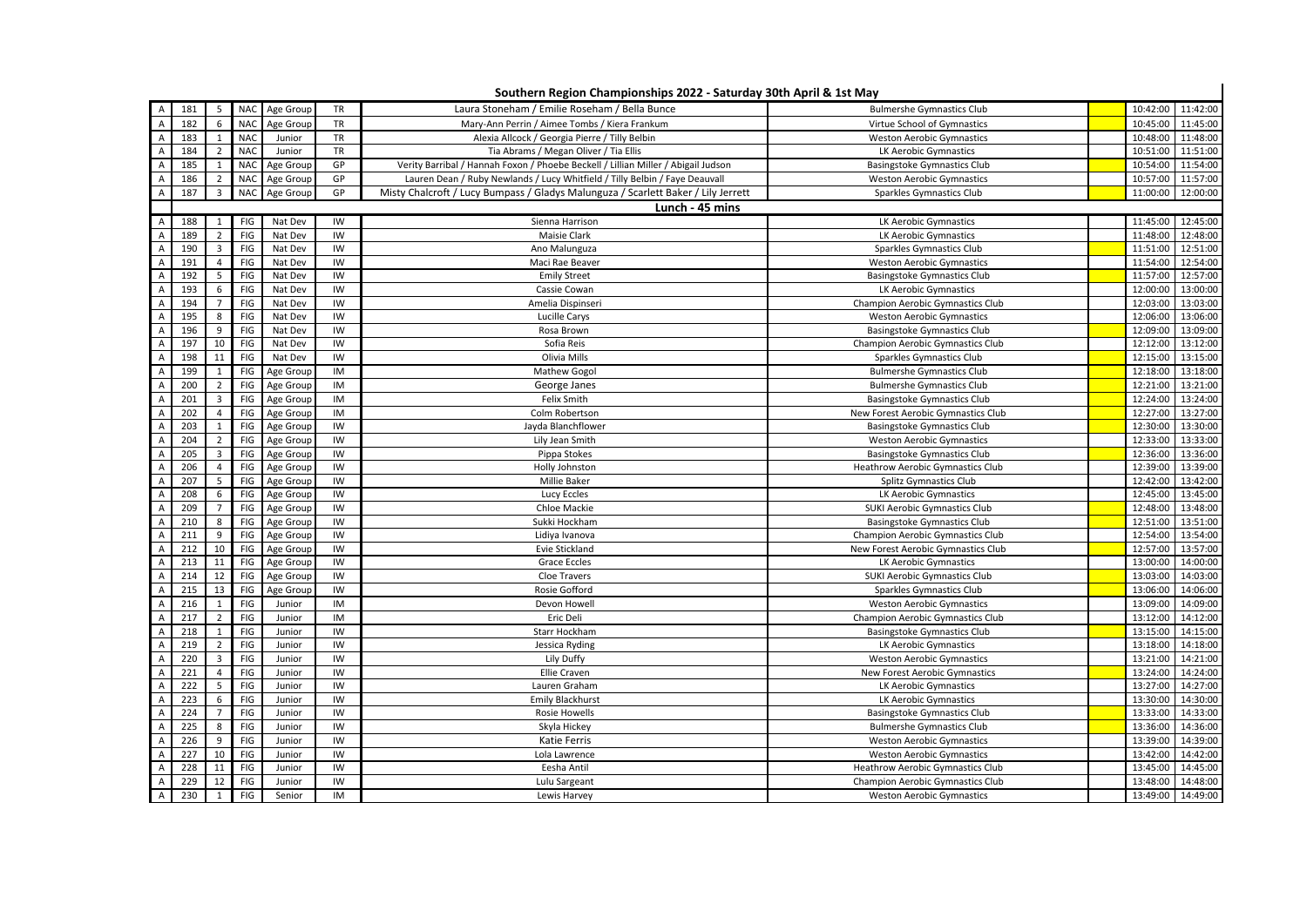# Southern Region Championships 2022 - Saturday 30th April & 1st May

| | | | | | | | | | | |
|---|---|---|---|---|---|---|---|---|---|---|
| A | 181 | 5 | NAC | Age Group | TR | Laura Stoneham / Emilie Roseham / Bella Bunce | Bulmershe Gymnastics Club | | 10:42:00 | 11:42:00 |
| A | 182 | 6 | NAC | Age Group | TR | Mary-Ann Perrin / Aimee Tombs / Kiera Frankum | Virtue School of Gymnastics | | 10:45:00 | 11:45:00 |
| A | 183 | 1 | NAC | Junior | TR | Alexia Allcock / Georgia Pierre / Tilly Belbin | Weston Aerobic Gymnastics | | 10:48:00 | 11:48:00 |
| A | 184 | 2 | NAC | Junior | TR | Tia Abrams / Megan Oliver / Tia Ellis | LK Aerobic Gymnastics | | 10:51:00 | 11:51:00 |
| A | 185 | 1 | NAC | Age Group | GP | Verity Barribal / Hannah Foxon / Phoebe Beckell / Lillian Miller / Abigail Judson | Basingstoke Gymnastics Club | | 10:54:00 | 11:54:00 |
| A | 186 | 2 | NAC | Age Group | GP | Lauren Dean / Ruby Newlands / Lucy Whitfield / Tilly Belbin / Faye Deauvall | Weston Aerobic Gymnastics | | 10:57:00 | 11:57:00 |
| A | 187 | 3 | NAC | Age Group | GP | Misty Chalcroft / Lucy Bumpass / Gladys Malunguza / Scarlett Baker / Lily Jerrett | Sparkles Gymnastics Club | | 11:00:00 | 12:00:00 |
| | | | | | | Lunch - 45 mins | | | | |
| A | 188 | 1 | FIG | Nat Dev | IW | Sienna Harrison | LK Aerobic Gymnastics | | 11:45:00 | 12:45:00 |
| A | 189 | 2 | FIG | Nat Dev | IW | Maisie Clark | LK Aerobic Gymnastics | | 11:48:00 | 12:48:00 |
| A | 190 | 3 | FIG | Nat Dev | IW | Ano Malunguza | Sparkles Gymnastics Club | | 11:51:00 | 12:51:00 |
| A | 191 | 4 | FIG | Nat Dev | IW | Maci Rae Beaver | Weston Aerobic Gymnastics | | 11:54:00 | 12:54:00 |
| A | 192 | 5 | FIG | Nat Dev | IW | Emily Street | Basingstoke Gymnastics Club | | 11:57:00 | 12:57:00 |
| A | 193 | 6 | FIG | Nat Dev | IW | Cassie Cowan | LK Aerobic Gymnastics | | 12:00:00 | 13:00:00 |
| A | 194 | 7 | FIG | Nat Dev | IW | Amelia Dispinseri | Champion Aerobic Gymnastics Club | | 12:03:00 | 13:03:00 |
| A | 195 | 8 | FIG | Nat Dev | IW | Lucille Carys | Weston Aerobic Gymnastics | | 12:06:00 | 13:06:00 |
| A | 196 | 9 | FIG | Nat Dev | IW | Rosa Brown | Basingstoke Gymnastics Club | | 12:09:00 | 13:09:00 |
| A | 197 | 10 | FIG | Nat Dev | IW | Sofia Reis | Champion Aerobic Gymnastics Club | | 12:12:00 | 13:12:00 |
| A | 198 | 11 | FIG | Nat Dev | IW | Olivia Mills | Sparkles Gymnastics Club | | 12:15:00 | 13:15:00 |
| A | 199 | 1 | FIG | Age Group | IM | Mathew Gogol | Bulmershe Gymnastics Club | | 12:18:00 | 13:18:00 |
| A | 200 | 2 | FIG | Age Group | IM | George Janes | Bulmershe Gymnastics Club | | 12:21:00 | 13:21:00 |
| A | 201 | 3 | FIG | Age Group | IM | Felix Smith | Basingstoke Gymnastics Club | | 12:24:00 | 13:24:00 |
| A | 202 | 4 | FIG | Age Group | IM | Colm Robertson | New Forest Aerobic Gymnastics Club | | 12:27:00 | 13:27:00 |
| A | 203 | 1 | FIG | Age Group | IW | Jayda Blanchflower | Basingstoke Gymnastics Club | | 12:30:00 | 13:30:00 |
| A | 204 | 2 | FIG | Age Group | IW | Lily Jean Smith | Weston Aerobic Gymnastics | | 12:33:00 | 13:33:00 |
| A | 205 | 3 | FIG | Age Group | IW | Pippa Stokes | Basingstoke Gymnastics Club | | 12:36:00 | 13:36:00 |
| A | 206 | 4 | FIG | Age Group | IW | Holly Johnston | Heathrow Aerobic Gymnastics Club | | 12:39:00 | 13:39:00 |
| A | 207 | 5 | FIG | Age Group | IW | Millie Baker | Splitz Gymnastics Club | | 12:42:00 | 13:42:00 |
| A | 208 | 6 | FIG | Age Group | IW | Lucy Eccles | LK Aerobic Gymnastics | | 12:45:00 | 13:45:00 |
| A | 209 | 7 | FIG | Age Group | IW | Chloe Mackie | SUKI Aerobic Gymnastics Club | | 12:48:00 | 13:48:00 |
| A | 210 | 8 | FIG | Age Group | IW | Sukki Hockham | Basingstoke Gymnastics Club | | 12:51:00 | 13:51:00 |
| A | 211 | 9 | FIG | Age Group | IW | Lidiya Ivanova | Champion Aerobic Gymnastics Club | | 12:54:00 | 13:54:00 |
| A | 212 | 10 | FIG | Age Group | IW | Evie Stickland | New Forest Aerobic Gymnastics Club | | 12:57:00 | 13:57:00 |
| A | 213 | 11 | FIG | Age Group | IW | Grace Eccles | LK Aerobic Gymnastics | | 13:00:00 | 14:00:00 |
| A | 214 | 12 | FIG | Age Group | IW | Cloe Travers | SUKI Aerobic Gymnastics Club | | 13:03:00 | 14:03:00 |
| A | 215 | 13 | FIG | Age Group | IW | Rosie Gofford | Sparkles Gymnastics Club | | 13:06:00 | 14:06:00 |
| A | 216 | 1 | FIG | Junior | IM | Devon Howell | Weston Aerobic Gymnastics | | 13:09:00 | 14:09:00 |
| A | 217 | 2 | FIG | Junior | IM | Eric Deli | Champion Aerobic Gymnastics Club | | 13:12:00 | 14:12:00 |
| A | 218 | 1 | FIG | Junior | IW | Starr Hockham | Basingstoke Gymnastics Club | | 13:15:00 | 14:15:00 |
| A | 219 | 2 | FIG | Junior | IW | Jessica Ryding | LK Aerobic Gymnastics | | 13:18:00 | 14:18:00 |
| A | 220 | 3 | FIG | Junior | IW | Lily Duffy | Weston Aerobic Gymnastics | | 13:21:00 | 14:21:00 |
| A | 221 | 4 | FIG | Junior | IW | Ellie Craven | New Forest Aerobic Gymnastics | | 13:24:00 | 14:24:00 |
| A | 222 | 5 | FIG | Junior | IW | Lauren Graham | LK Aerobic Gymnastics | | 13:27:00 | 14:27:00 |
| A | 223 | 6 | FIG | Junior | IW | Emily Blackhurst | LK Aerobic Gymnastics | | 13:30:00 | 14:30:00 |
| A | 224 | 7 | FIG | Junior | IW | Rosie Howells | Basingstoke Gymnastics Club | | 13:33:00 | 14:33:00 |
| A | 225 | 8 | FIG | Junior | IW | Skyla Hickey | Bulmershe Gymnastics Club | | 13:36:00 | 14:36:00 |
| A | 226 | 9 | FIG | Junior | IW | Katie Ferris | Weston Aerobic Gymnastics | | 13:39:00 | 14:39:00 |
| A | 227 | 10 | FIG | Junior | IW | Lola Lawrence | Weston Aerobic Gymnastics | | 13:42:00 | 14:42:00 |
| A | 228 | 11 | FIG | Junior | IW | Eesha Antil | Heathrow Aerobic Gymnastics Club | | 13:45:00 | 14:45:00 |
| A | 229 | 12 | FIG | Junior | IW | Lulu Sargeant | Champion Aerobic Gymnastics Club | | 13:48:00 | 14:48:00 |
| A | 230 | 1 | FIG | Senior | IM | Lewis Harvey | Weston Aerobic Gymnastics | | 13:49:00 | 14:49:00 |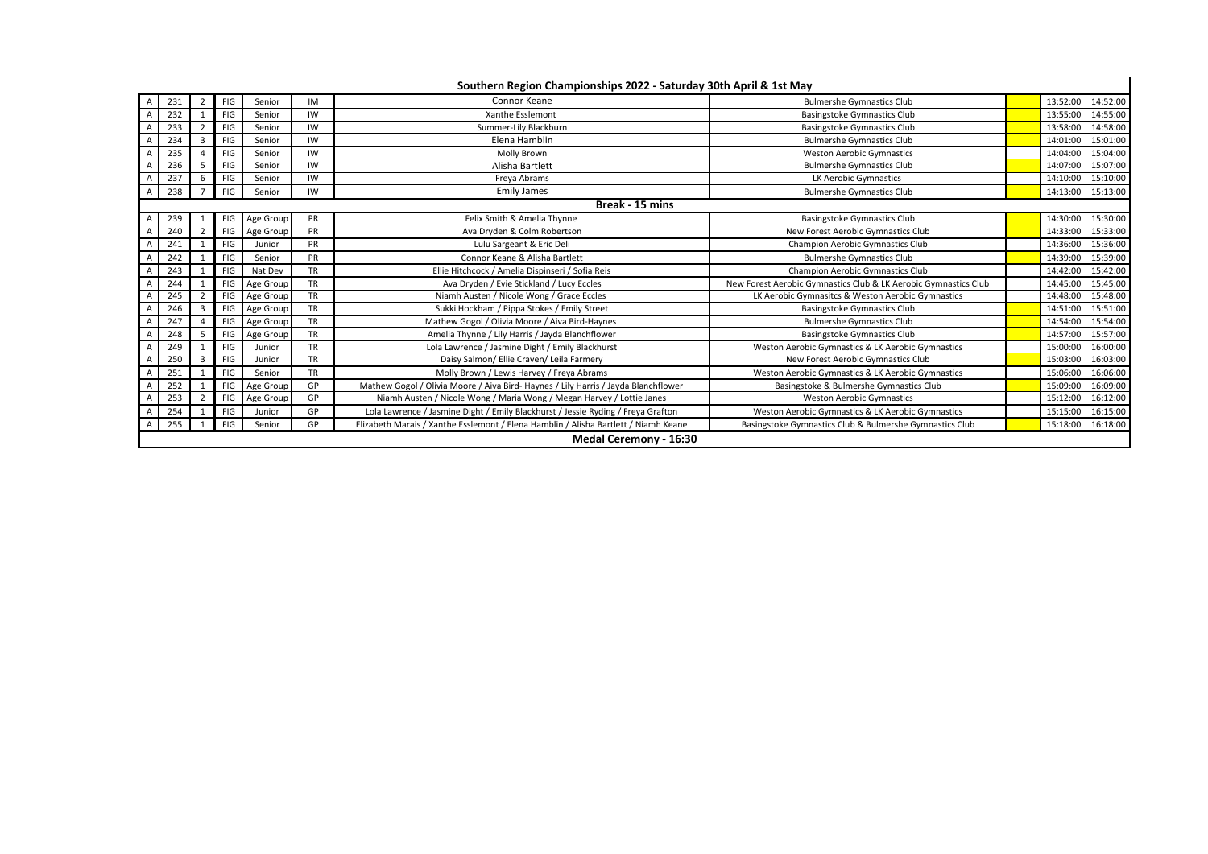## Southern Region Championships 2022 - Saturday 30th April & 1st May

| | | | | | | | | | | |
|---|---|---|---|---|---|---|---|---|---|---|
| A | 231 | 2 | FIG | Senior | IM | Connor Keane | Bulmershe Gymnastics Club | | 13:52:00 | 14:52:00 |
| A | 232 | 1 | FIG | Senior | IW | Xanthe Esslemont | Basingstoke Gymnastics Club | | 13:55:00 | 14:55:00 |
| A | 233 | 2 | FIG | Senior | IW | Summer-Lily Blackburn | Basingstoke Gymnastics Club | | 13:58:00 | 14:58:00 |
| A | 234 | 3 | FIG | Senior | IW | Elena Hamblin | Bulmershe Gymnastics Club | | 14:01:00 | 15:01:00 |
| A | 235 | 4 | FIG | Senior | IW | Molly Brown | Weston Aerobic Gymnastics | | 14:04:00 | 15:04:00 |
| A | 236 | 5 | FIG | Senior | IW | Alisha Bartlett | Bulmershe Gymnastics Club | | 14:07:00 | 15:07:00 |
| A | 237 | 6 | FIG | Senior | IW | Freya Abrams | LK Aerobic Gymnastics | | 14:10:00 | 15:10:00 |
| A | 238 | 7 | FIG | Senior | IW | Emily James | Bulmershe Gymnastics Club | | 14:13:00 | 15:13:00 |
| | | | | | | **Break - 15 mins** | | | | |
| A | 239 | 1 | FIG | Age Group | PR | Felix Smith & Amelia Thynne | Basingstoke Gymnastics Club | | 14:30:00 | 15:30:00 |
| A | 240 | 2 | FIG | Age Group | PR | Ava Dryden & Colm Robertson | New Forest Aerobic Gymnastics Club | | 14:33:00 | 15:33:00 |
| A | 241 | 1 | FIG | Junior | PR | Lulu Sargeant & Eric Deli | Champion Aerobic Gymnastics Club | | 14:36:00 | 15:36:00 |
| A | 242 | 1 | FIG | Senior | PR | Connor Keane & Alisha Bartlett | Bulmershe Gymnastics Club | | 14:39:00 | 15:39:00 |
| A | 243 | 1 | FIG | Nat Dev | TR | Ellie Hitchcock / Amelia Dispinseri / Sofia Reis | Champion Aerobic Gymnastics Club | | 14:42:00 | 15:42:00 |
| A | 244 | 1 | FIG | Age Group | TR | Ava Dryden / Evie Stickland / Lucy Eccles | New Forest Aerobic Gymnastics Club & LK Aerobic Gymnastics Club | | 14:45:00 | 15:45:00 |
| A | 245 | 2 | FIG | Age Group | TR | Niamh Austen / Nicole Wong / Grace Eccles | LK Aerobic Gymnasitcs & Weston Aerobic Gymnastics | | 14:48:00 | 15:48:00 |
| A | 246 | 3 | FIG | Age Group | TR | Sukki Hockham / Pippa Stokes / Emily Street | Basingstoke Gymnastics Club | | 14:51:00 | 15:51:00 |
| A | 247 | 4 | FIG | Age Group | TR | Mathew Gogol / Olivia Moore / Aiva Bird-Haynes | Bulmershe Gymnastics Club | | 14:54:00 | 15:54:00 |
| A | 248 | 5 | FIG | Age Group | TR | Amelia Thynne / Lily Harris / Jayda Blanchflower | Basingstoke Gymnastics Club | | 14:57:00 | 15:57:00 |
| A | 249 | 1 | FIG | Junior | TR | Lola Lawrence / Jasmine Dight / Emily Blackhurst | Weston Aerobic Gymnastics & LK Aerobic Gymnastics | | 15:00:00 | 16:00:00 |
| A | 250 | 3 | FIG | Junior | TR | Daisy Salmon/ Ellie Craven/ Leila Farmery | New Forest Aerobic Gymnastics Club | | 15:03:00 | 16:03:00 |
| A | 251 | 1 | FIG | Senior | TR | Molly Brown / Lewis Harvey / Freya Abrams | Weston Aerobic Gymnastics & LK Aerobic Gymnastics | | 15:06:00 | 16:06:00 |
| A | 252 | 1 | FIG | Age Group | GP | Mathew Gogol / Olivia Moore / Aiva Bird- Haynes / Lily Harris / Jayda Blanchflower | Basingstoke & Bulmershe Gymnastics Club | | 15:09:00 | 16:09:00 |
| A | 253 | 2 | FIG | Age Group | GP | Niamh Austen / Nicole Wong / Maria Wong / Megan Harvey / Lottie Janes | Weston Aerobic Gymnastics | | 15:12:00 | 16:12:00 |
| A | 254 | 1 | FIG | Junior | GP | Lola Lawrence / Jasmine Dight / Emily Blackhurst / Jessie Ryding / Freya Grafton | Weston Aerobic Gymnastics & LK Aerobic Gymnastics | | 15:15:00 | 16:15:00 |
| A | 255 | 1 | FIG | Senior | GP | Elizabeth Marais / Xanthe Esslemont / Elena Hamblin / Alisha Bartlett / Niamh Keane | Basingstoke Gymnastics Club & Bulmershe Gymnastics Club | | 15:18:00 | 16:18:00 |
| | | | | | | **Medal Ceremony - 16:30** | | | | |